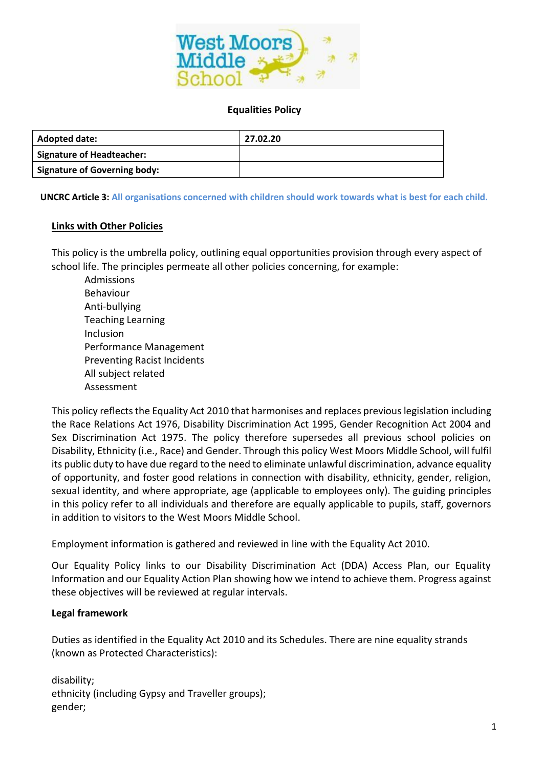# Equalities Policy

| Adopted date: | 27.02.20 |
|---|---|
| Signature of Headteacher: | |
| Signature of Governing body: | |

**UNCRC Article 3:** All organisations concerned with children should work towards what is best for each child.

## Links with Other Policies

This policy is the umbrella policy, outlining equal opportunities provision through every aspect of school life. The principles permeate all other policies concerning, for example:

- Admissions
- Behaviour
- Anti-bullying
- Teaching Learning
- Inclusion
- Performance Management
- Preventing Racist Incidents
- All subject related
- Assessment

This policy reflects the Equality Act 2010 that harmonises and replaces previous legislation including the Race Relations Act 1976, Disability Discrimination Act 1995, Gender Recognition Act 2004 and Sex Discrimination Act 1975. The policy therefore supersedes all previous school policies on Disability, Ethnicity (i.e., Race) and Gender. Through this policy West Moors Middle School, will fulfil its public duty to have due regard to the need to eliminate unlawful discrimination, advance equality of opportunity, and foster good relations in connection with disability, ethnicity, gender, religion, sexual identity, and where appropriate, age (applicable to employees only). The guiding principles in this policy refer to all individuals and therefore are equally applicable to pupils, staff, governors in addition to visitors to the West Moors Middle School.

Employment information is gathered and reviewed in line with the Equality Act 2010.

Our Equality Policy links to our Disability Discrimination Act (DDA) Access Plan, our Equality Information and our Equality Action Plan showing how we intend to achieve them. Progress against these objectives will be reviewed at regular intervals.

### Legal framework

Duties as identified in the Equality Act 2010 and its Schedules. There are nine equality strands (known as Protected Characteristics):

disability;
ethnicity (including Gypsy and Traveller groups);
gender;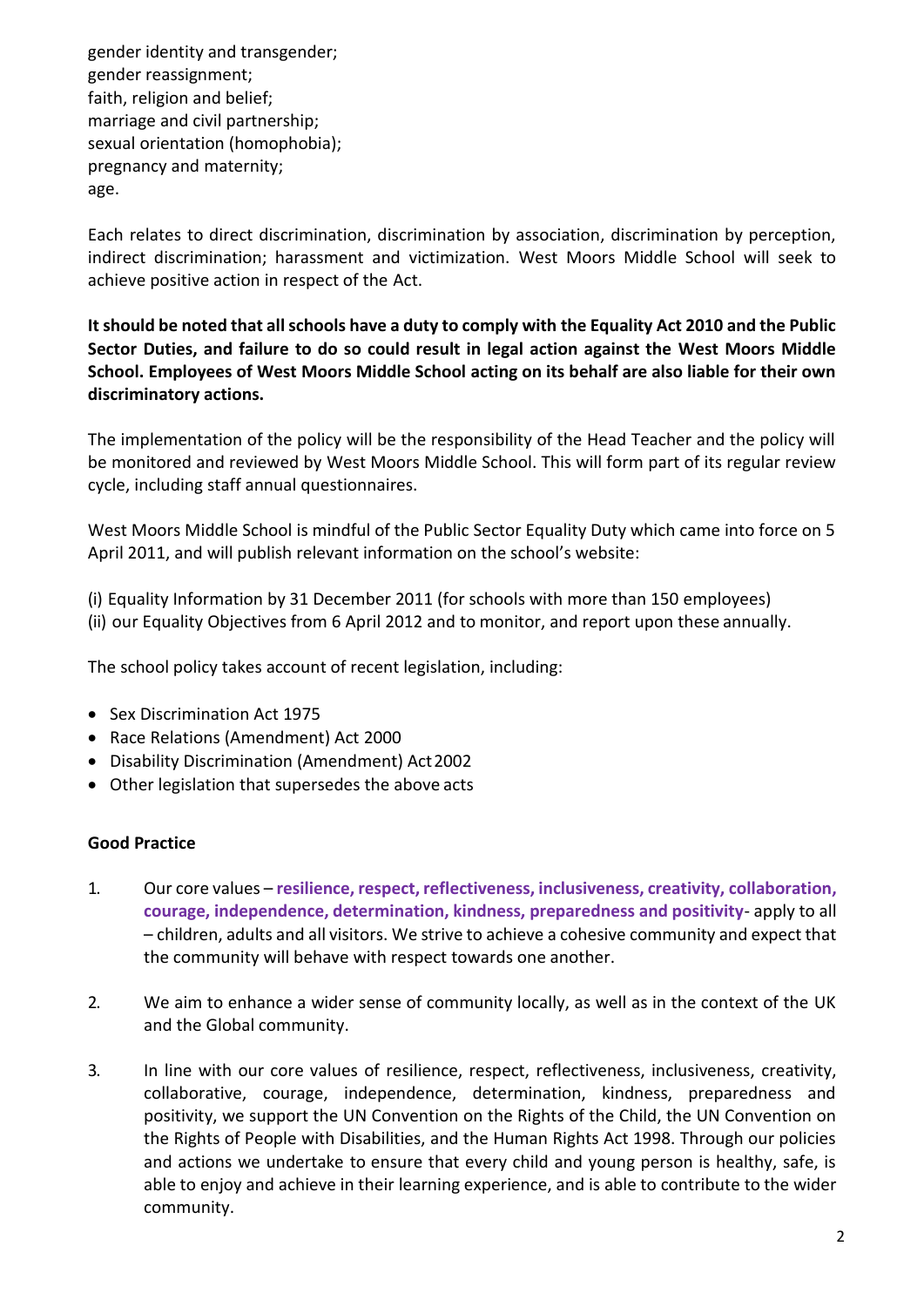gender identity and transgender;
gender reassignment;
faith, religion and belief;
marriage and civil partnership;
sexual orientation (homophobia);
pregnancy and maternity;
age.

Each relates to direct discrimination, discrimination by association, discrimination by perception, indirect discrimination; harassment and victimization. West Moors Middle School will seek to achieve positive action in respect of the Act.

**It should be noted that all schools have a duty to comply with the Equality Act 2010 and the Public Sector Duties, and failure to do so could result in legal action against the West Moors Middle School. Employees of West Moors Middle School acting on its behalf are also liable for their own discriminatory actions.**

The implementation of the policy will be the responsibility of the Head Teacher and the policy will be monitored and reviewed by West Moors Middle School. This will form part of its regular review cycle, including staff annual questionnaires.

West Moors Middle School is mindful of the Public Sector Equality Duty which came into force on 5 April 2011, and will publish relevant information on the school's website:

(i) Equality Information by 31 December 2011 (for schools with more than 150 employees)
(ii) our Equality Objectives from 6 April 2012 and to monitor, and report upon these annually.

The school policy takes account of recent legislation, including:

- Sex Discrimination Act 1975
- Race Relations (Amendment) Act 2000
- Disability Discrimination (Amendment) Act 2002
- Other legislation that supersedes the above acts

**Good Practice**

1. Our core values – **resilience, respect, reflectiveness, inclusiveness, creativity, collaboration, courage, independence, determination, kindness, preparedness and positivity**- apply to all – children, adults and all visitors. We strive to achieve a cohesive community and expect that the community will behave with respect towards one another.

2. We aim to enhance a wider sense of community locally, as well as in the context of the UK and the Global community.

3. In line with our core values of resilience, respect, reflectiveness, inclusiveness, creativity, collaborative, courage, independence, determination, kindness, preparedness and positivity, we support the UN Convention on the Rights of the Child, the UN Convention on the Rights of People with Disabilities, and the Human Rights Act 1998. Through our policies and actions we undertake to ensure that every child and young person is healthy, safe, is able to enjoy and achieve in their learning experience, and is able to contribute to the wider community.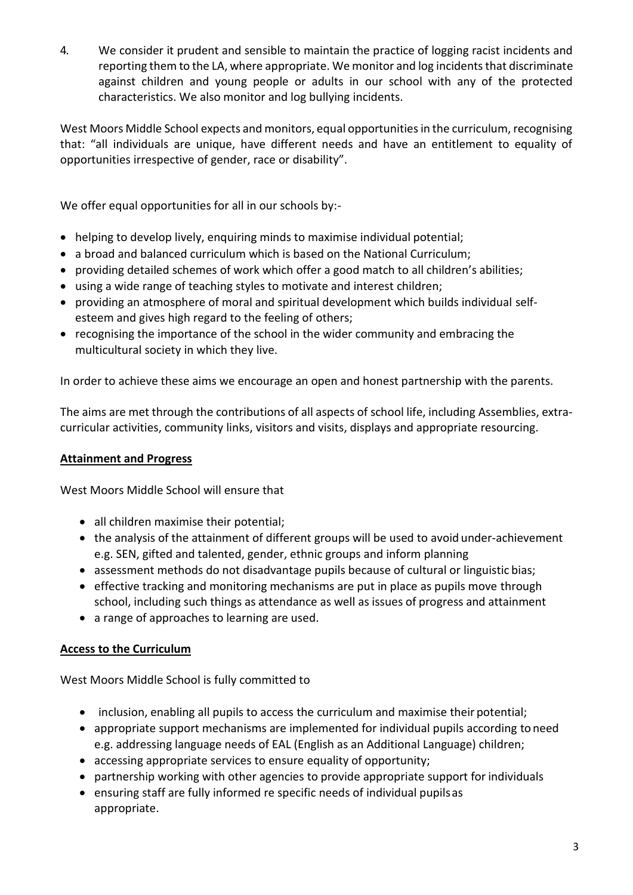4. We consider it prudent and sensible to maintain the practice of logging racist incidents and reporting them to the LA, where appropriate. We monitor and log incidents that discriminate against children and young people or adults in our school with any of the protected characteristics. We also monitor and log bullying incidents.

West Moors Middle School expects and monitors, equal opportunities in the curriculum, recognising that: "all individuals are unique, have different needs and have an entitlement to equality of opportunities irrespective of gender, race or disability".

We offer equal opportunities for all in our schools by:-

- helping to develop lively, enquiring minds to maximise individual potential;
- a broad and balanced curriculum which is based on the National Curriculum;
- providing detailed schemes of work which offer a good match to all children's abilities;
- using a wide range of teaching styles to motivate and interest children;
- providing an atmosphere of moral and spiritual development which builds individual self-esteem and gives high regard to the feeling of others;
- recognising the importance of the school in the wider community and embracing the multicultural society in which they live.

In order to achieve these aims we encourage an open and honest partnership with the parents.

The aims are met through the contributions of all aspects of school life, including Assemblies, extra-curricular activities, community links, visitors and visits, displays and appropriate resourcing.

**Attainment and Progress**

West Moors Middle School will ensure that

- all children maximise their potential;
- the analysis of the attainment of different groups will be used to avoid under-achievement e.g. SEN, gifted and talented, gender, ethnic groups and inform planning
- assessment methods do not disadvantage pupils because of cultural or linguistic bias;
- effective tracking and monitoring mechanisms are put in place as pupils move through school, including such things as attendance as well as issues of progress and attainment
- a range of approaches to learning are used.

**Access to the Curriculum**

West Moors Middle School is fully committed to

- inclusion, enabling all pupils to access the curriculum and maximise their potential;
- appropriate support mechanisms are implemented for individual pupils according to need e.g. addressing language needs of EAL (English as an Additional Language) children;
- accessing appropriate services to ensure equality of opportunity;
- partnership working with other agencies to provide appropriate support for individuals
- ensuring staff are fully informed re specific needs of individual pupils as appropriate.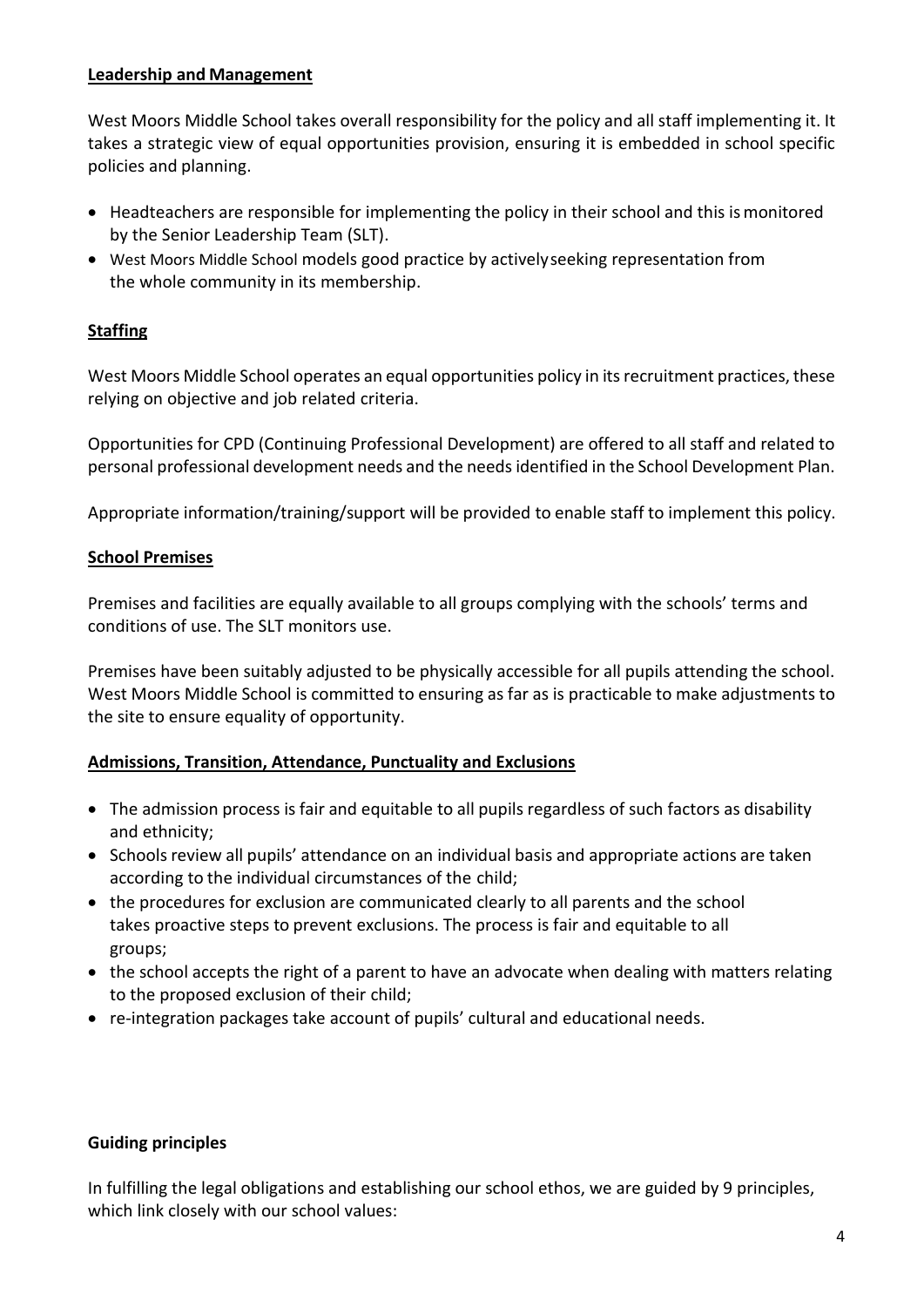## Leadership and Management

West Moors Middle School takes overall responsibility for the policy and all staff implementing it. It takes a strategic view of equal opportunities provision, ensuring it is embedded in school specific policies and planning.

- Headteachers are responsible for implementing the policy in their school and this is monitored by the Senior Leadership Team (SLT).
- West Moors Middle School models good practice by actively seeking representation from the whole community in its membership.

## Staffing

West Moors Middle School operates an equal opportunities policy in its recruitment practices, these relying on objective and job related criteria.

Opportunities for CPD (Continuing Professional Development) are offered to all staff and related to personal professional development needs and the needs identified in the School Development Plan.

Appropriate information/training/support will be provided to enable staff to implement this policy.

## School Premises

Premises and facilities are equally available to all groups complying with the schools' terms and conditions of use. The SLT monitors use.

Premises have been suitably adjusted to be physically accessible for all pupils attending the school. West Moors Middle School is committed to ensuring as far as is practicable to make adjustments to the site to ensure equality of opportunity.

## Admissions, Transition, Attendance, Punctuality and Exclusions

- The admission process is fair and equitable to all pupils regardless of such factors as disability and ethnicity;
- Schools review all pupils' attendance on an individual basis and appropriate actions are taken according to the individual circumstances of the child;
- the procedures for exclusion are communicated clearly to all parents and the school takes proactive steps to prevent exclusions. The process is fair and equitable to all groups;
- the school accepts the right of a parent to have an advocate when dealing with matters relating to the proposed exclusion of their child;
- re-integration packages take account of pupils' cultural and educational needs.

## Guiding principles

In fulfilling the legal obligations and establishing our school ethos, we are guided by 9 principles, which link closely with our school values: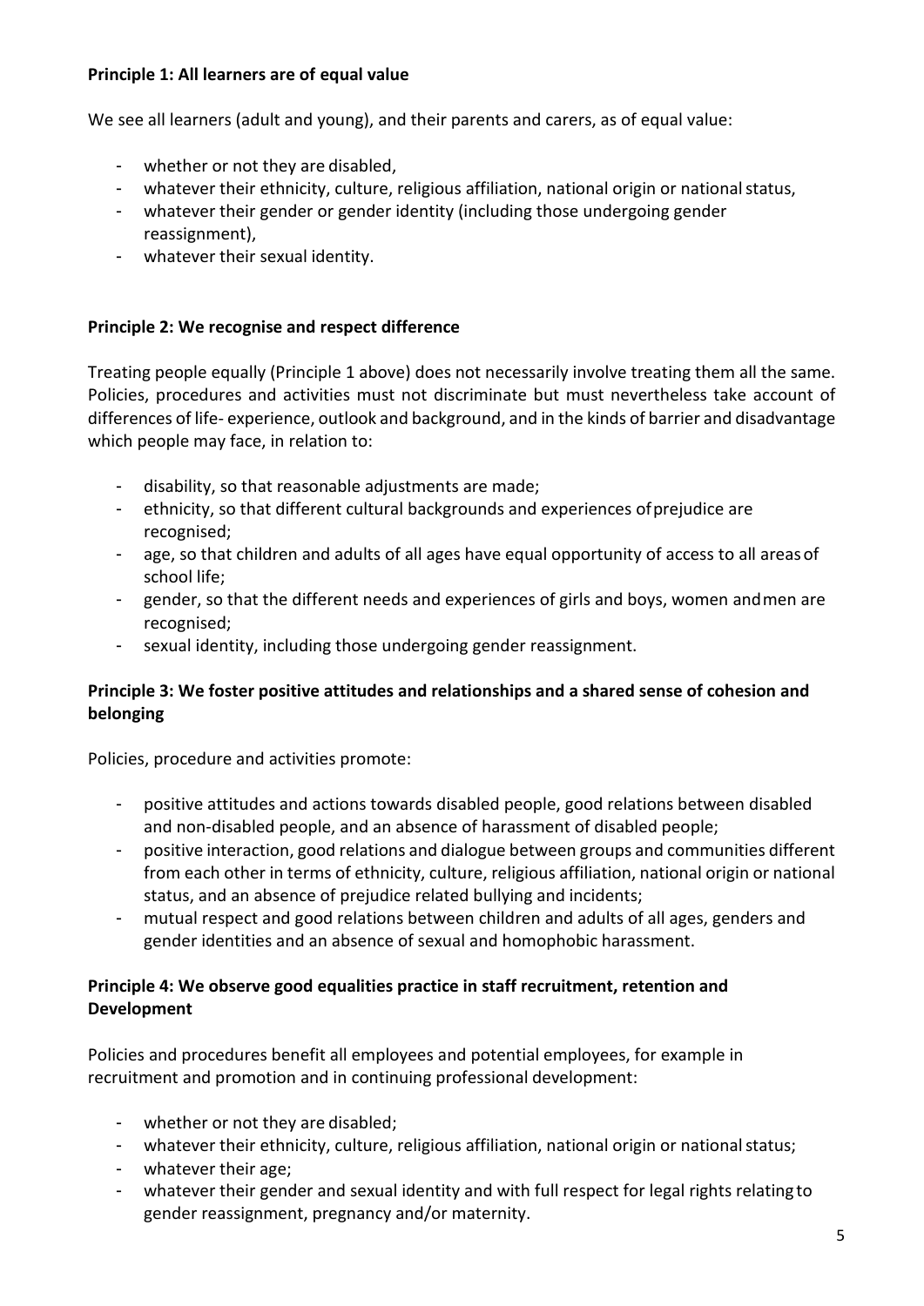**Principle 1: All learners are of equal value**

We see all learners (adult and young), and their parents and carers, as of equal value:

- whether or not they are disabled,
- whatever their ethnicity, culture, religious affiliation, national origin or national status,
- whatever their gender or gender identity (including those undergoing gender reassignment),
- whatever their sexual identity.

**Principle 2: We recognise and respect difference**

Treating people equally (Principle 1 above) does not necessarily involve treating them all the same. Policies, procedures and activities must not discriminate but must nevertheless take account of differences of life- experience, outlook and background, and in the kinds of barrier and disadvantage which people may face, in relation to:

- disability, so that reasonable adjustments are made;
- ethnicity, so that different cultural backgrounds and experiences of prejudice are recognised;
- age, so that children and adults of all ages have equal opportunity of access to all areas of school life;
- gender, so that the different needs and experiences of girls and boys, women and men are recognised;
- sexual identity, including those undergoing gender reassignment.

**Principle 3: We foster positive attitudes and relationships and a shared sense of cohesion and belonging**

Policies, procedure and activities promote:

- positive attitudes and actions towards disabled people, good relations between disabled and non-disabled people, and an absence of harassment of disabled people;
- positive interaction, good relations and dialogue between groups and communities different from each other in terms of ethnicity, culture, religious affiliation, national origin or national status, and an absence of prejudice related bullying and incidents;
- mutual respect and good relations between children and adults of all ages, genders and gender identities and an absence of sexual and homophobic harassment.

**Principle 4: We observe good equalities practice in staff recruitment, retention and Development**

Policies and procedures benefit all employees and potential employees, for example in recruitment and promotion and in continuing professional development:

- whether or not they are disabled;
- whatever their ethnicity, culture, religious affiliation, national origin or national status;
- whatever their age;
- whatever their gender and sexual identity and with full respect for legal rights relating to gender reassignment, pregnancy and/or maternity.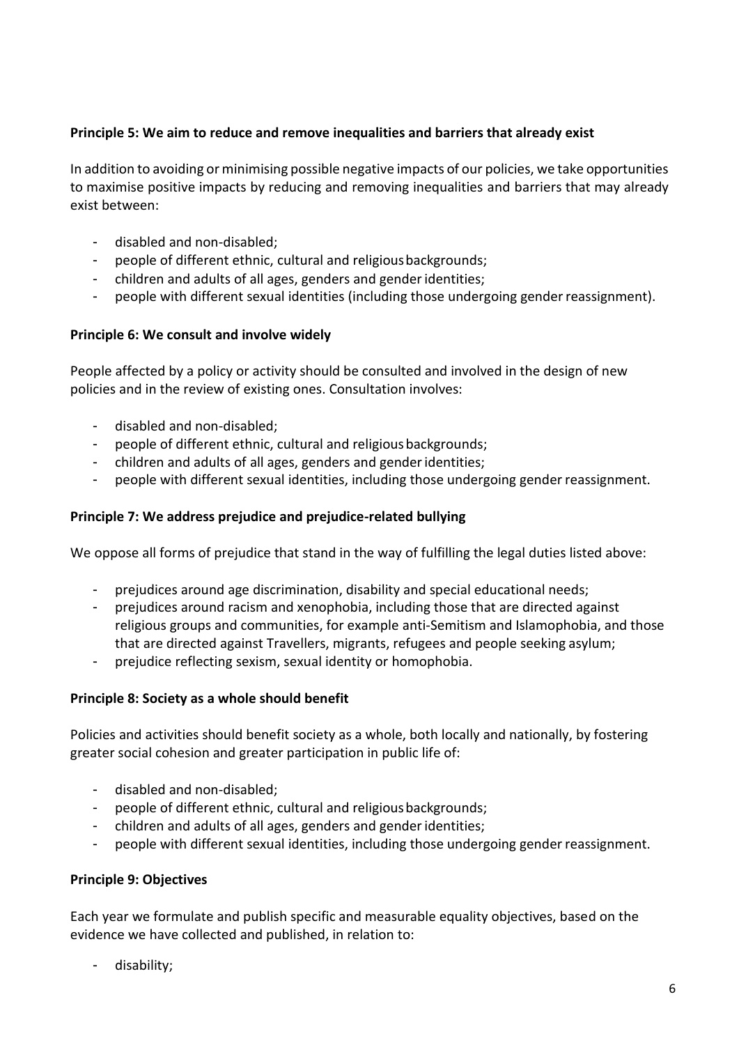**Principle 5: We aim to reduce and remove inequalities and barriers that already exist**

In addition to avoiding or minimising possible negative impacts of our policies, we take opportunities to maximise positive impacts by reducing and removing inequalities and barriers that may already exist between:

- disabled and non-disabled;
- people of different ethnic, cultural and religious backgrounds;
- children and adults of all ages, genders and gender identities;
- people with different sexual identities (including those undergoing gender reassignment).

**Principle 6: We consult and involve widely**

People affected by a policy or activity should be consulted and involved in the design of new policies and in the review of existing ones. Consultation involves:

- disabled and non-disabled;
- people of different ethnic, cultural and religious backgrounds;
- children and adults of all ages, genders and gender identities;
- people with different sexual identities, including those undergoing gender reassignment.

**Principle 7: We address prejudice and prejudice-related bullying**

We oppose all forms of prejudice that stand in the way of fulfilling the legal duties listed above:

- prejudices around age discrimination, disability and special educational needs;
- prejudices around racism and xenophobia, including those that are directed against religious groups and communities, for example anti-Semitism and Islamophobia, and those that are directed against Travellers, migrants, refugees and people seeking asylum;
- prejudice reflecting sexism, sexual identity or homophobia.

**Principle 8: Society as a whole should benefit**

Policies and activities should benefit society as a whole, both locally and nationally, by fostering greater social cohesion and greater participation in public life of:

- disabled and non-disabled;
- people of different ethnic, cultural and religious backgrounds;
- children and adults of all ages, genders and gender identities;
- people with different sexual identities, including those undergoing gender reassignment.

**Principle 9: Objectives**

Each year we formulate and publish specific and measurable equality objectives, based on the evidence we have collected and published, in relation to:

- disability;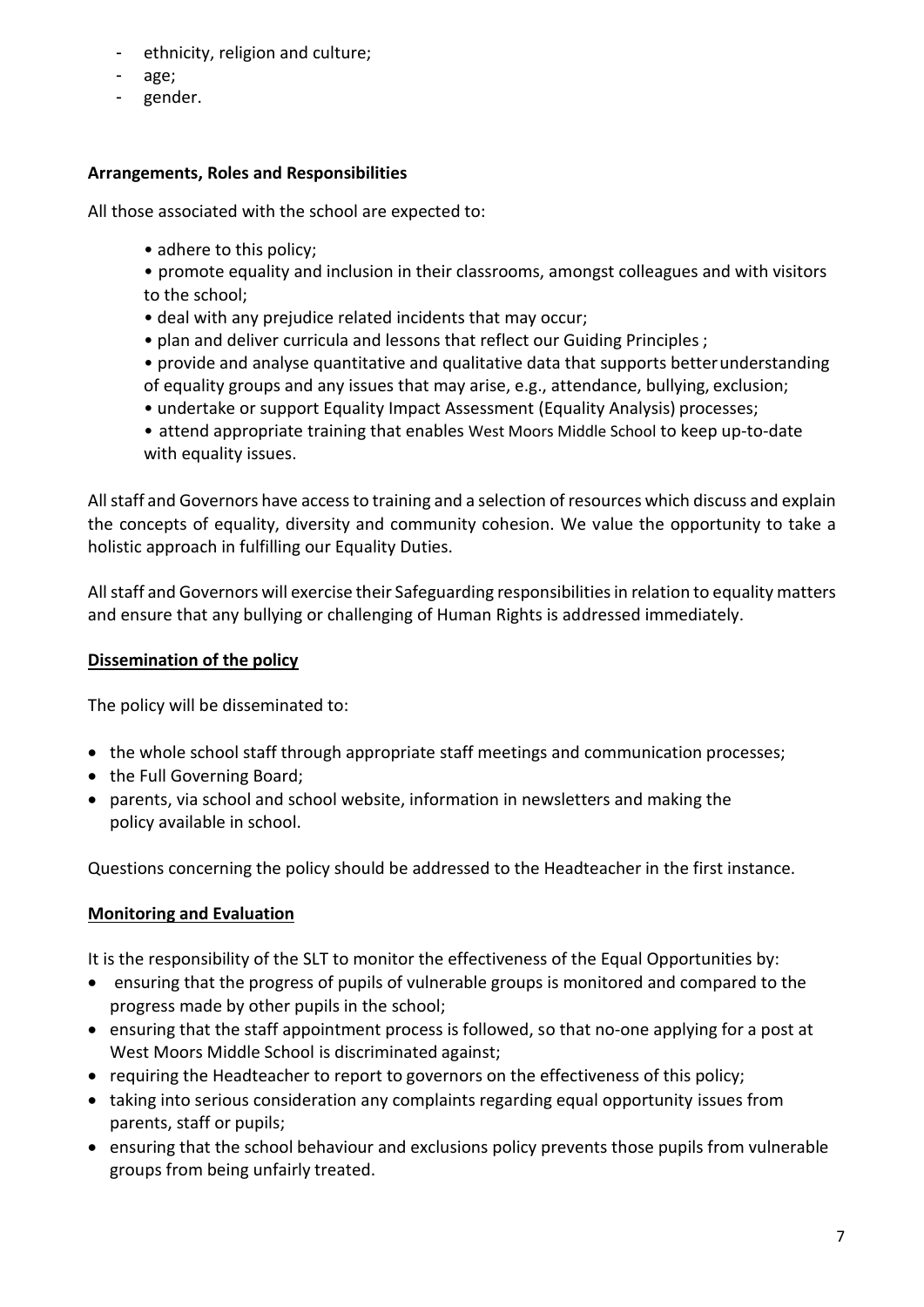- ethnicity, religion and culture;
- age;
- gender.

**Arrangements, Roles and Responsibilities**

All those associated with the school are expected to:

- adhere to this policy;
- promote equality and inclusion in their classrooms, amongst colleagues and with visitors to the school;
- deal with any prejudice related incidents that may occur;
- plan and deliver curricula and lessons that reflect our Guiding Principles ;
- provide and analyse quantitative and qualitative data that supports better understanding of equality groups and any issues that may arise, e.g., attendance, bullying, exclusion;
- undertake or support Equality Impact Assessment (Equality Analysis) processes;
- attend appropriate training that enables West Moors Middle School to keep up-to-date with equality issues.

All staff and Governors have access to training and a selection of resources which discuss and explain the concepts of equality, diversity and community cohesion. We value the opportunity to take a holistic approach in fulfilling our Equality Duties.

All staff and Governors will exercise their Safeguarding responsibilities in relation to equality matters and ensure that any bullying or challenging of Human Rights is addressed immediately.

**Dissemination of the policy**

The policy will be disseminated to:

- the whole school staff through appropriate staff meetings and communication processes;
- the Full Governing Board;
- parents, via school and school website, information in newsletters and making the policy available in school.

Questions concerning the policy should be addressed to the Headteacher in the first instance.

**Monitoring and Evaluation**

It is the responsibility of the SLT to monitor the effectiveness of the Equal Opportunities by:

- ensuring that the progress of pupils of vulnerable groups is monitored and compared to the progress made by other pupils in the school;
- ensuring that the staff appointment process is followed, so that no-one applying for a post at West Moors Middle School is discriminated against;
- requiring the Headteacher to report to governors on the effectiveness of this policy;
- taking into serious consideration any complaints regarding equal opportunity issues from parents, staff or pupils;
- ensuring that the school behaviour and exclusions policy prevents those pupils from vulnerable groups from being unfairly treated.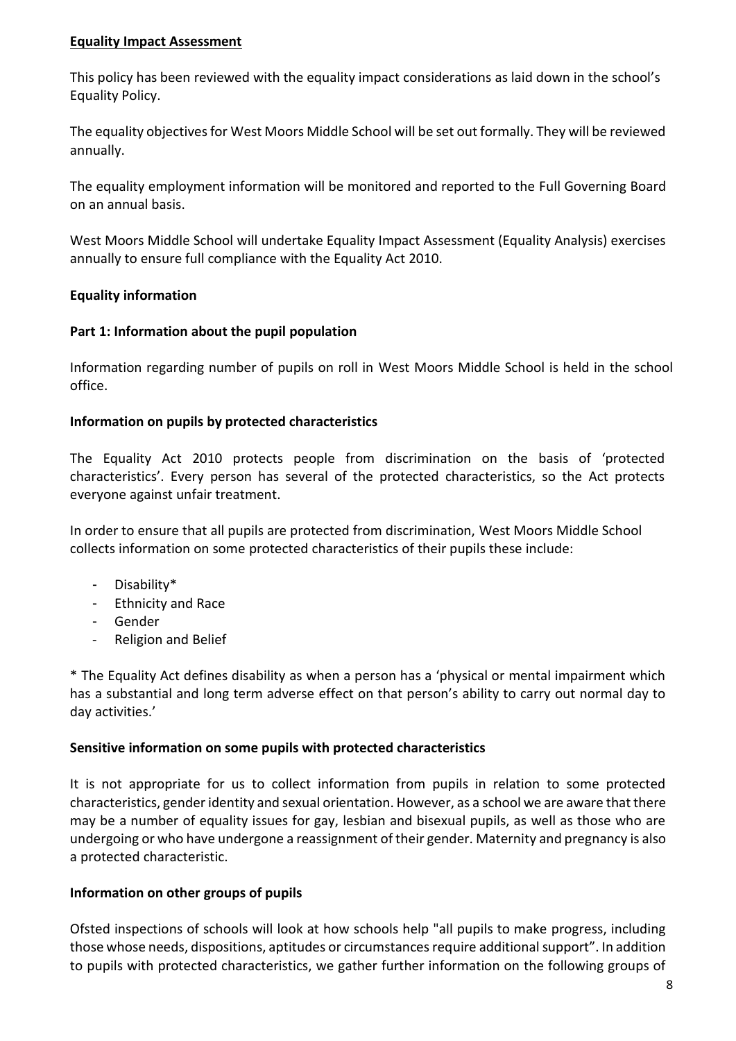## Equality Impact Assessment

This policy has been reviewed with the equality impact considerations as laid down in the school's Equality Policy.

The equality objectives for West Moors Middle School will be set out formally. They will be reviewed annually.

The equality employment information will be monitored and reported to the Full Governing Board on an annual basis.

West Moors Middle School will undertake Equality Impact Assessment (Equality Analysis) exercises annually to ensure full compliance with the Equality Act 2010.

### Equality information

### Part 1: Information about the pupil population

Information regarding number of pupils on roll in West Moors Middle School is held in the school office.

### Information on pupils by protected characteristics

The Equality Act 2010 protects people from discrimination on the basis of 'protected characteristics'. Every person has several of the protected characteristics, so the Act protects everyone against unfair treatment.

In order to ensure that all pupils are protected from discrimination, West Moors Middle School collects information on some protected characteristics of their pupils these include:

- Disability*
- Ethnicity and Race
- Gender
- Religion and Belief

* The Equality Act defines disability as when a person has a 'physical or mental impairment which has a substantial and long term adverse effect on that person's ability to carry out normal day to day activities.'

### Sensitive information on some pupils with protected characteristics

It is not appropriate for us to collect information from pupils in relation to some protected characteristics, gender identity and sexual orientation. However, as a school we are aware that there may be a number of equality issues for gay, lesbian and bisexual pupils, as well as those who are undergoing or who have undergone a reassignment of their gender. Maternity and pregnancy is also a protected characteristic.

### Information on other groups of pupils

Ofsted inspections of schools will look at how schools help "all pupils to make progress, including those whose needs, dispositions, aptitudes or circumstances require additional support". In addition to pupils with protected characteristics, we gather further information on the following groups of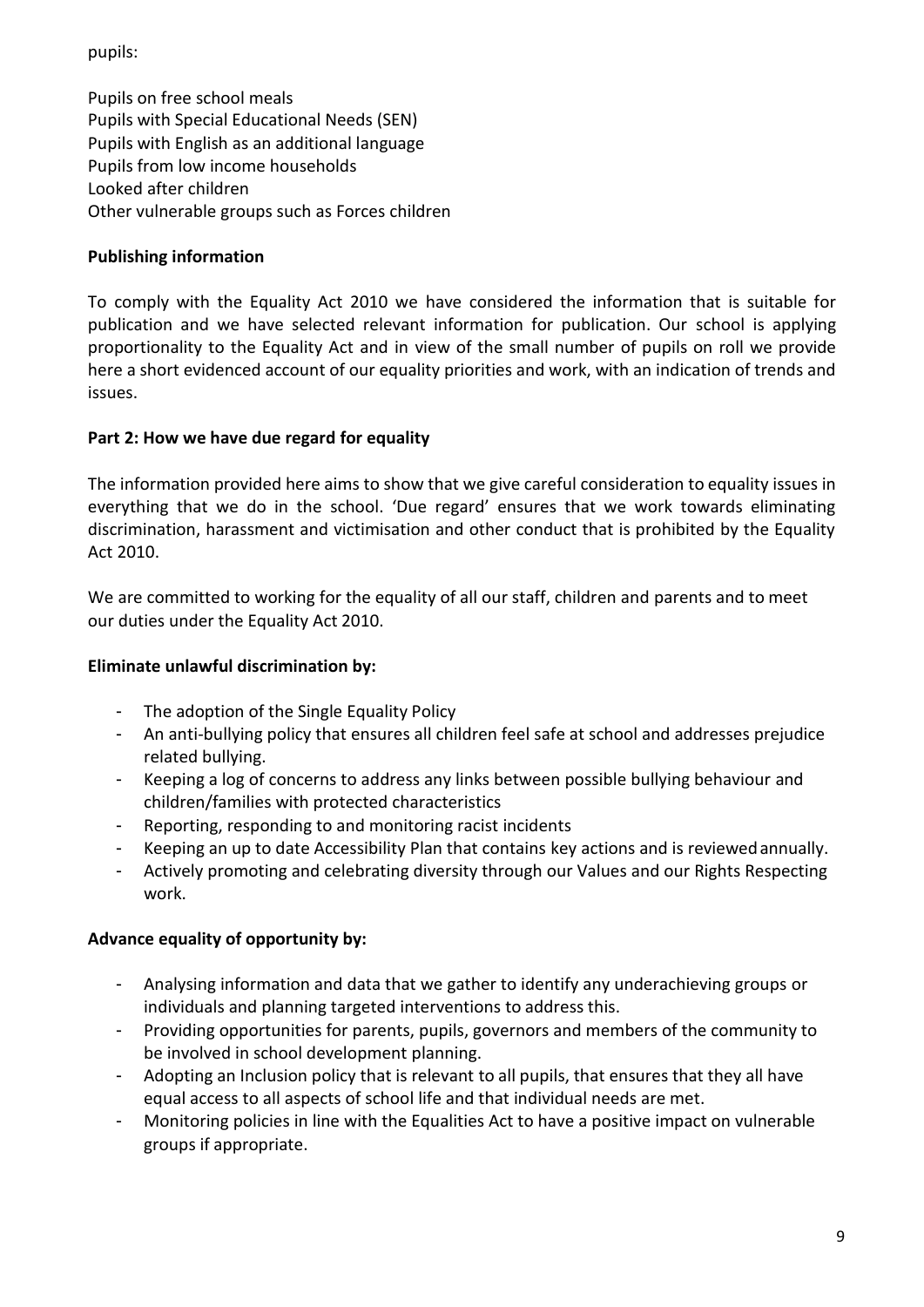pupils:

Pupils on free school meals
Pupils with Special Educational Needs (SEN)
Pupils with English as an additional language
Pupils from low income households
Looked after children
Other vulnerable groups such as Forces children

**Publishing information**

To comply with the Equality Act 2010 we have considered the information that is suitable for publication and we have selected relevant information for publication. Our school is applying proportionality to the Equality Act and in view of the small number of pupils on roll we provide here a short evidenced account of our equality priorities and work, with an indication of trends and issues.

**Part 2: How we have due regard for equality**

The information provided here aims to show that we give careful consideration to equality issues in everything that we do in the school. 'Due regard' ensures that we work towards eliminating discrimination, harassment and victimisation and other conduct that is prohibited by the Equality Act 2010.

We are committed to working for the equality of all our staff, children and parents and to meet our duties under the Equality Act 2010.

**Eliminate unlawful discrimination by:**

- The adoption of the Single Equality Policy
- An anti-bullying policy that ensures all children feel safe at school and addresses prejudice related bullying.
- Keeping a log of concerns to address any links between possible bullying behaviour and children/families with protected characteristics
- Reporting, responding to and monitoring racist incidents
- Keeping an up to date Accessibility Plan that contains key actions and is reviewed annually.
- Actively promoting and celebrating diversity through our Values and our Rights Respecting work.

**Advance equality of opportunity by:**

- Analysing information and data that we gather to identify any underachieving groups or individuals and planning targeted interventions to address this.
- Providing opportunities for parents, pupils, governors and members of the community to be involved in school development planning.
- Adopting an Inclusion policy that is relevant to all pupils, that ensures that they all have equal access to all aspects of school life and that individual needs are met.
- Monitoring policies in line with the Equalities Act to have a positive impact on vulnerable groups if appropriate.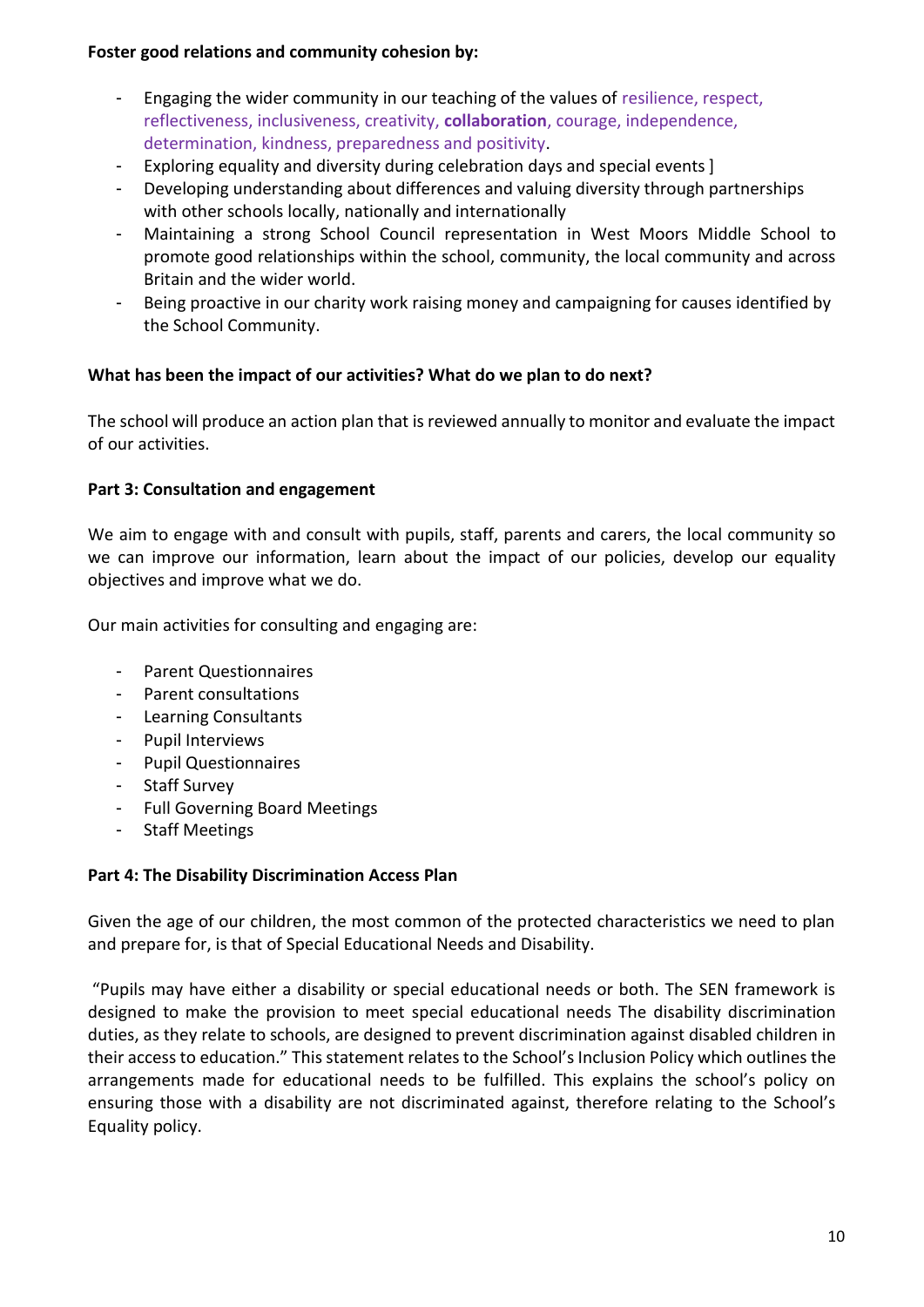**Foster good relations and community cohesion by:**

- Engaging the wider community in our teaching of the values of resilience, respect, reflectiveness, inclusiveness, creativity, **collaboration**, courage, independence, determination, kindness, preparedness and positivity.
- Exploring equality and diversity during celebration days and special events ]
- Developing understanding about differences and valuing diversity through partnerships with other schools locally, nationally and internationally
- Maintaining a strong School Council representation in West Moors Middle School to promote good relationships within the school, community, the local community and across Britain and the wider world.
- Being proactive in our charity work raising money and campaigning for causes identified by the School Community.

**What has been the impact of our activities? What do we plan to do next?**

The school will produce an action plan that is reviewed annually to monitor and evaluate the impact of our activities.

**Part 3: Consultation and engagement**

We aim to engage with and consult with pupils, staff, parents and carers, the local community so we can improve our information, learn about the impact of our policies, develop our equality objectives and improve what we do.

Our main activities for consulting and engaging are:

- Parent Questionnaires
- Parent consultations
- Learning Consultants
- Pupil Interviews
- Pupil Questionnaires
- Staff Survey
- Full Governing Board Meetings
- Staff Meetings

**Part 4: The Disability Discrimination Access Plan**

Given the age of our children, the most common of the protected characteristics we need to plan and prepare for, is that of Special Educational Needs and Disability.

"Pupils may have either a disability or special educational needs or both. The SEN framework is designed to make the provision to meet special educational needs The disability discrimination duties, as they relate to schools, are designed to prevent discrimination against disabled children in their access to education." This statement relates to the School's Inclusion Policy which outlines the arrangements made for educational needs to be fulfilled. This explains the school's policy on ensuring those with a disability are not discriminated against, therefore relating to the School's Equality policy.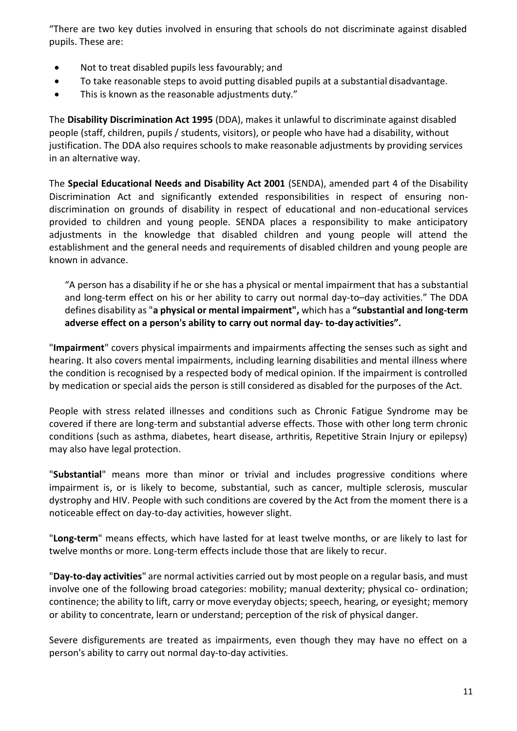"There are two key duties involved in ensuring that schools do not discriminate against disabled pupils. These are:

- Not to treat disabled pupils less favourably; and
- To take reasonable steps to avoid putting disabled pupils at a substantial disadvantage.
- This is known as the reasonable adjustments duty."

The **Disability Discrimination Act 1995** (DDA), makes it unlawful to discriminate against disabled people (staff, children, pupils / students, visitors), or people who have had a disability, without justification. The DDA also requires schools to make reasonable adjustments by providing services in an alternative way.

The **Special Educational Needs and Disability Act 2001** (SENDA), amended part 4 of the Disability Discrimination Act and significantly extended responsibilities in respect of ensuring non-discrimination on grounds of disability in respect of educational and non-educational services provided to children and young people. SENDA places a responsibility to make anticipatory adjustments in the knowledge that disabled children and young people will attend the establishment and the general needs and requirements of disabled children and young people are known in advance.

> "A person has a disability if he or she has a physical or mental impairment that has a substantial and long-term effect on his or her ability to carry out normal day-to–day activities." The DDA defines disability as "**a physical or mental impairment",** which has a **"substantial and long-term adverse effect on a person's ability to carry out normal day- to-day activities".**

"**Impairment**" covers physical impairments and impairments affecting the senses such as sight and hearing. It also covers mental impairments, including learning disabilities and mental illness where the condition is recognised by a respected body of medical opinion. If the impairment is controlled by medication or special aids the person is still considered as disabled for the purposes of the Act.

People with stress related illnesses and conditions such as Chronic Fatigue Syndrome may be covered if there are long-term and substantial adverse effects. Those with other long term chronic conditions (such as asthma, diabetes, heart disease, arthritis, Repetitive Strain Injury or epilepsy) may also have legal protection.

"**Substantial**" means more than minor or trivial and includes progressive conditions where impairment is, or is likely to become, substantial, such as cancer, multiple sclerosis, muscular dystrophy and HIV. People with such conditions are covered by the Act from the moment there is a noticeable effect on day-to-day activities, however slight.

"**Long-term**" means effects, which have lasted for at least twelve months, or are likely to last for twelve months or more. Long-term effects include those that are likely to recur.

"**Day-to-day activities**" are normal activities carried out by most people on a regular basis, and must involve one of the following broad categories: mobility; manual dexterity; physical co- ordination; continence; the ability to lift, carry or move everyday objects; speech, hearing, or eyesight; memory or ability to concentrate, learn or understand; perception of the risk of physical danger.

Severe disfigurements are treated as impairments, even though they may have no effect on a person's ability to carry out normal day-to-day activities.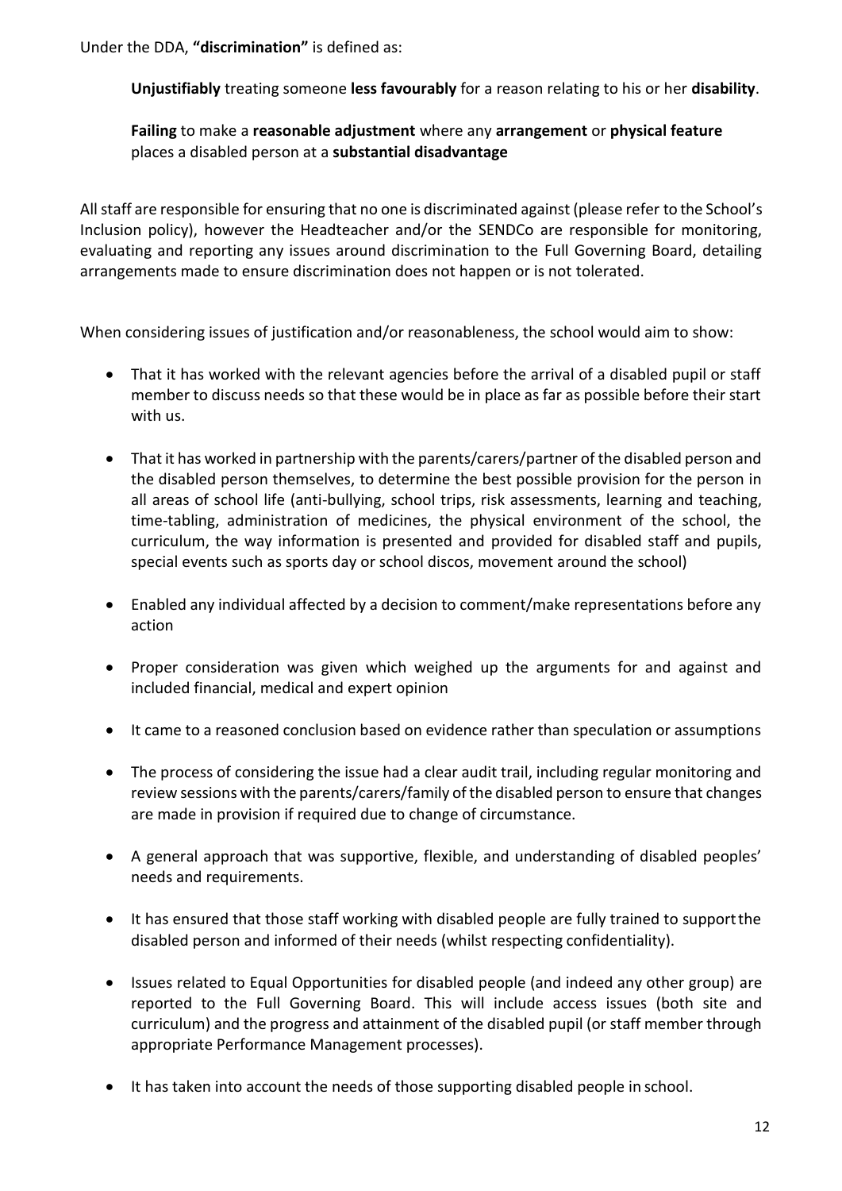Under the DDA, **"discrimination"** is defined as:

**Unjustifiably** treating someone **less favourably** for a reason relating to his or her **disability**.

**Failing** to make a **reasonable adjustment** where any **arrangement** or **physical feature** places a disabled person at a **substantial disadvantage**

All staff are responsible for ensuring that no one is discriminated against (please refer to the School's Inclusion policy), however the Headteacher and/or the SENDCo are responsible for monitoring, evaluating and reporting any issues around discrimination to the Full Governing Board, detailing arrangements made to ensure discrimination does not happen or is not tolerated.

When considering issues of justification and/or reasonableness, the school would aim to show:

- That it has worked with the relevant agencies before the arrival of a disabled pupil or staff member to discuss needs so that these would be in place as far as possible before their start with us.
- That it has worked in partnership with the parents/carers/partner of the disabled person and the disabled person themselves, to determine the best possible provision for the person in all areas of school life (anti-bullying, school trips, risk assessments, learning and teaching, time-tabling, administration of medicines, the physical environment of the school, the curriculum, the way information is presented and provided for disabled staff and pupils, special events such as sports day or school discos, movement around the school)
- Enabled any individual affected by a decision to comment/make representations before any action
- Proper consideration was given which weighed up the arguments for and against and included financial, medical and expert opinion
- It came to a reasoned conclusion based on evidence rather than speculation or assumptions
- The process of considering the issue had a clear audit trail, including regular monitoring and review sessions with the parents/carers/family of the disabled person to ensure that changes are made in provision if required due to change of circumstance.
- A general approach that was supportive, flexible, and understanding of disabled peoples' needs and requirements.
- It has ensured that those staff working with disabled people are fully trained to support the disabled person and informed of their needs (whilst respecting confidentiality).
- Issues related to Equal Opportunities for disabled people (and indeed any other group) are reported to the Full Governing Board. This will include access issues (both site and curriculum) and the progress and attainment of the disabled pupil (or staff member through appropriate Performance Management processes).
- It has taken into account the needs of those supporting disabled people in school.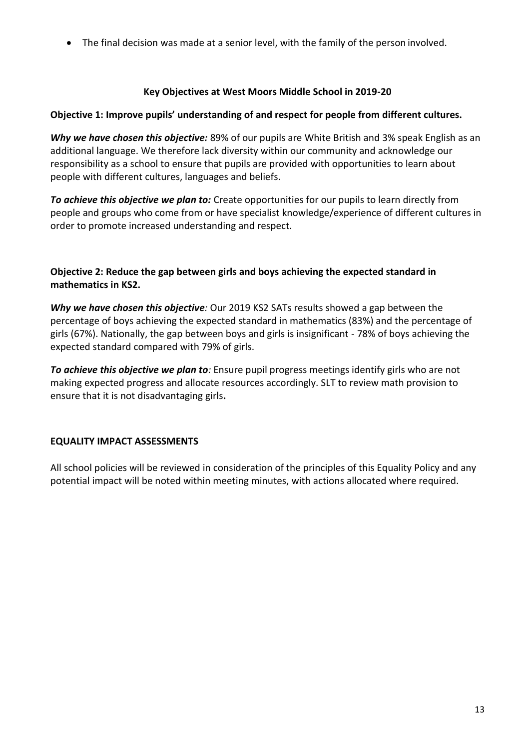- The final decision was made at a senior level, with the family of the person involved.

## Key Objectives at West Moors Middle School in 2019-20

**Objective 1: Improve pupils' understanding of and respect for people from different cultures.**

***Why we have chosen this objective:*** 89% of our pupils are White British and 3% speak English as an additional language. We therefore lack diversity within our community and acknowledge our responsibility as a school to ensure that pupils are provided with opportunities to learn about people with different cultures, languages and beliefs.

***To achieve this objective we plan to:*** Create opportunities for our pupils to learn directly from people and groups who come from or have specialist knowledge/experience of different cultures in order to promote increased understanding and respect.

**Objective 2: Reduce the gap between girls and boys achieving the expected standard in mathematics in KS2.**

***Why we have chosen this objective:*** Our 2019 KS2 SATs results showed a gap between the percentage of boys achieving the expected standard in mathematics (83%) and the percentage of girls (67%). Nationally, the gap between boys and girls is insignificant - 78% of boys achieving the expected standard compared with 79% of girls.

***To achieve this objective we plan to:*** Ensure pupil progress meetings identify girls who are not making expected progress and allocate resources accordingly. SLT to review math provision to ensure that it is not disadvantaging girls.

## EQUALITY IMPACT ASSESSMENTS

All school policies will be reviewed in consideration of the principles of this Equality Policy and any potential impact will be noted within meeting minutes, with actions allocated where required.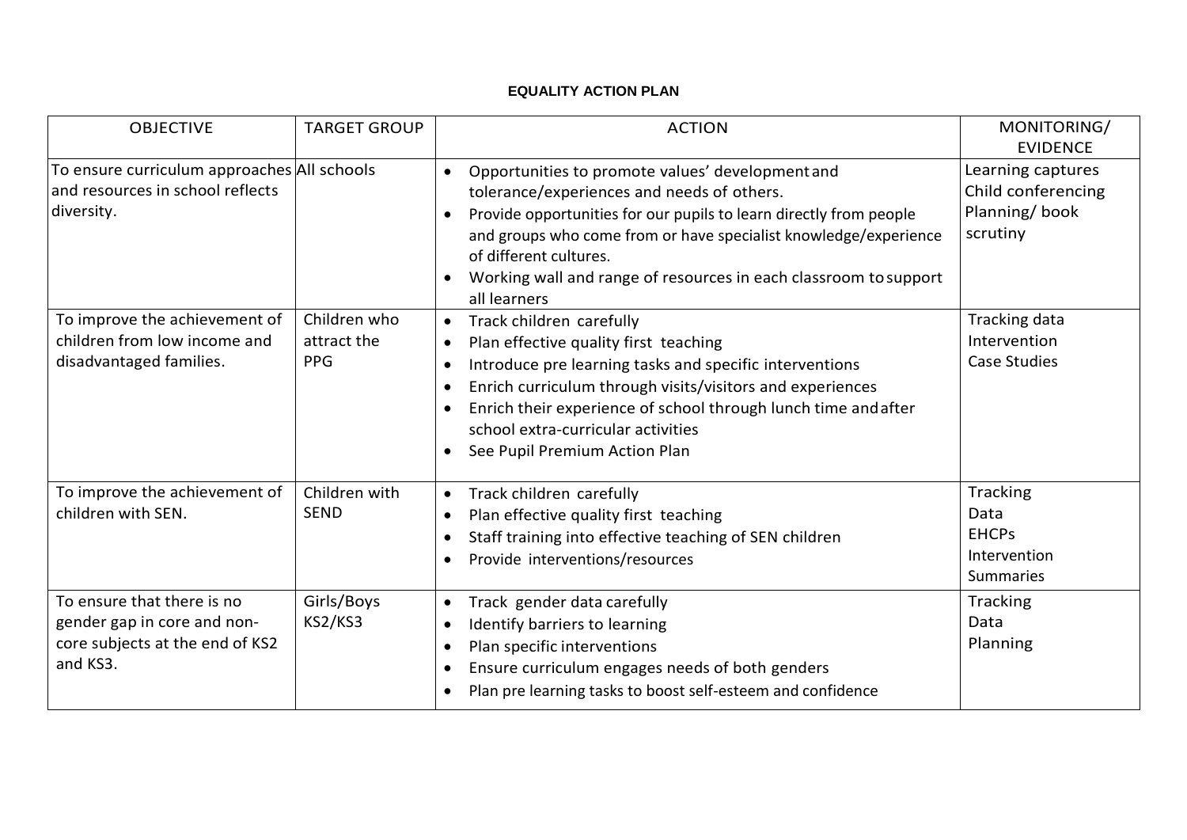# EQUALITY ACTION PLAN

| OBJECTIVE | TARGET GROUP | ACTION | MONITORING/ EVIDENCE |
|---|---|---|---|
| To ensure curriculum approaches and resources in school reflects diversity. | All schools | • Opportunities to promote values' development and tolerance/experiences and needs of others.<br>• Provide opportunities for our pupils to learn directly from people and groups who come from or have specialist knowledge/experience of different cultures.<br>• Working wall and range of resources in each classroom to support all learners | Learning captures<br>Child conferencing<br>Planning/ book scrutiny |
| To improve the achievement of children from low income and disadvantaged families. | Children who attract the PPG | • Track children carefully<br>• Plan effective quality first teaching<br>• Introduce pre learning tasks and specific interventions<br>• Enrich curriculum through visits/visitors and experiences<br>• Enrich their experience of school through lunch time and after school extra-curricular activities<br>• See Pupil Premium Action Plan | Tracking data<br>Intervention<br>Case Studies |
| To improve the achievement of children with SEN. | Children with SEND | • Track children carefully<br>• Plan effective quality first teaching<br>• Staff training into effective teaching of SEN children<br>• Provide interventions/resources | Tracking<br>Data<br>EHCPs<br>Intervention<br>Summaries |
| To ensure that there is no gender gap in core and non-core subjects at the end of KS2 and KS3. | Girls/Boys<br>KS2/KS3 | • Track gender data carefully<br>• Identify barriers to learning<br>• Plan specific interventions<br>• Ensure curriculum engages needs of both genders<br>• Plan pre learning tasks to boost self-esteem and confidence | Tracking<br>Data<br>Planning |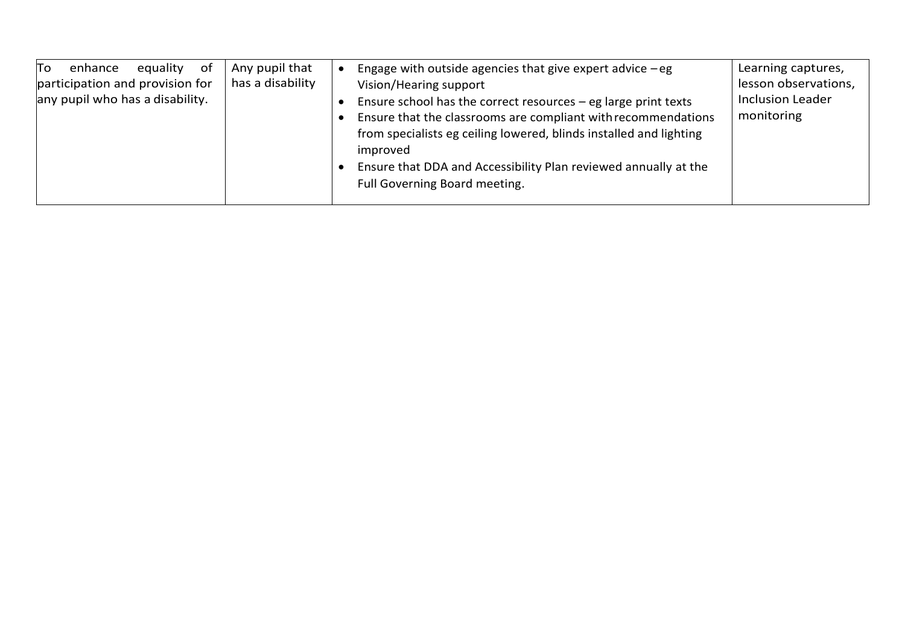| | | | |
|---|---|---|---|
| To enhance equality of participation and provision for any pupil who has a disability. | Any pupil that has a disability | • Engage with outside agencies that give expert advice – eg Vision/Hearing support<br>• Ensure school has the correct resources – eg large print texts<br>• Ensure that the classrooms are compliant with recommendations from specialists eg ceiling lowered, blinds installed and lighting improved<br>• Ensure that DDA and Accessibility Plan reviewed annually at the Full Governing Board meeting. | Learning captures, lesson observations, Inclusion Leader monitoring |